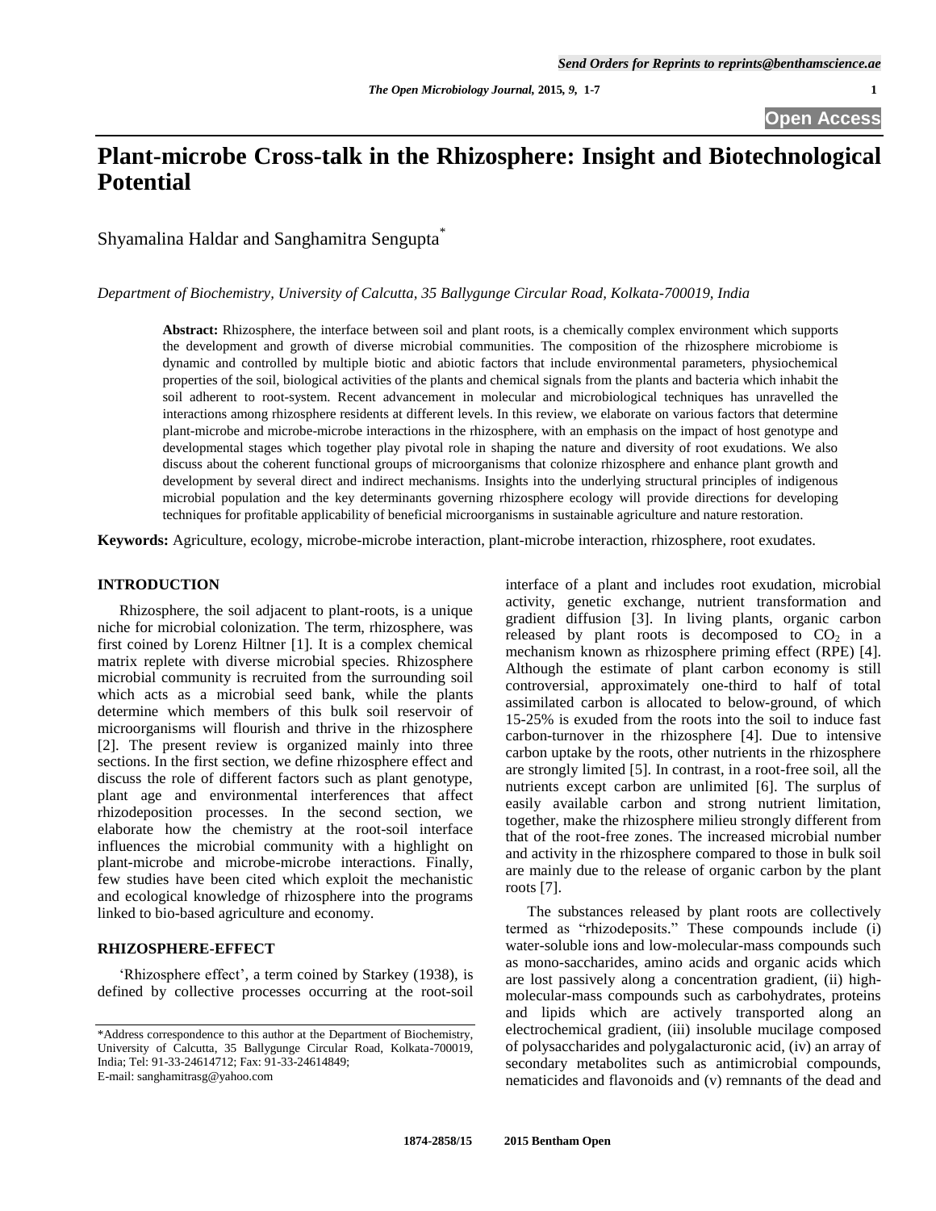# Plant-microbe Cross-talk in the Rhizosphere: Insight and Biotechnological Potential

Shyamalina Haldar and Sanghamitra Sengupta*

*Department of Biochemistry, University of Calcutta, 35 Ballygunge Circular Road, Kolkata-700019, India*

**Abstract:** Rhizosphere, the interface between soil and plant roots, is a chemically complex environment which supports the development and growth of diverse microbial communities. The composition of the rhizosphere microbiome is dynamic and controlled by multiple biotic and abiotic factors that include environmental parameters, physiochemical properties of the soil, biological activities of the plants and chemical signals from the plants and bacteria which inhabit the soil adherent to root-system. Recent advancement in molecular and microbiological techniques has unravelled the interactions among rhizosphere residents at different levels. In this review, we elaborate on various factors that determine plant-microbe and microbe-microbe interactions in the rhizosphere, with an emphasis on the impact of host genotype and developmental stages which together play pivotal role in shaping the nature and diversity of root exudations. We also discuss about the coherent functional groups of microorganisms that colonize rhizosphere and enhance plant growth and development by several direct and indirect mechanisms. Insights into the underlying structural principles of indigenous microbial population and the key determinants governing rhizosphere ecology will provide directions for developing techniques for profitable applicability of beneficial microorganisms in sustainable agriculture and nature restoration.

**Keywords:** Agriculture, ecology, microbe-microbe interaction, plant-microbe interaction, rhizosphere, root exudates.

## INTRODUCTION

Rhizosphere, the soil adjacent to plant-roots, is a unique niche for microbial colonization. The term, rhizosphere, was first coined by Lorenz Hiltner [1]. It is a complex chemical matrix replete with diverse microbial species. Rhizosphere microbial community is recruited from the surrounding soil which acts as a microbial seed bank, while the plants determine which members of this bulk soil reservoir of microorganisms will flourish and thrive in the rhizosphere [2]. The present review is organized mainly into three sections. In the first section, we define rhizosphere effect and discuss the role of different factors such as plant genotype, plant age and environmental interferences that affect rhizodeposition processes. In the second section, we elaborate how the chemistry at the root-soil interface influences the microbial community with a highlight on plant-microbe and microbe-microbe interactions. Finally, few studies have been cited which exploit the mechanistic and ecological knowledge of rhizosphere into the programs linked to bio-based agriculture and economy.

## RHIZOSPHERE-EFFECT

'Rhizosphere effect', a term coined by Starkey (1938), is defined by collective processes occurring at the root-soil interface of a plant and includes root exudation, microbial activity, genetic exchange, nutrient transformation and gradient diffusion [3]. In living plants, organic carbon released by plant roots is decomposed to $CO_2$ in a mechanism known as rhizosphere priming effect (RPE) [4]. Although the estimate of plant carbon economy is still controversial, approximately one-third to half of total assimilated carbon is allocated to below-ground, of which 15-25% is exuded from the roots into the soil to induce fast carbon-turnover in the rhizosphere [4]. Due to intensive carbon uptake by the roots, other nutrients in the rhizosphere are strongly limited [5]. In contrast, in a root-free soil, all the nutrients except carbon are unlimited [6]. The surplus of easily available carbon and strong nutrient limitation, together, make the rhizosphere milieu strongly different from that of the root-free zones. The increased microbial number and activity in the rhizosphere compared to those in bulk soil are mainly due to the release of organic carbon by the plant roots [7].

The substances released by plant roots are collectively termed as "rhizodeposits." These compounds include (i) water-soluble ions and low-molecular-mass compounds such as mono-saccharides, amino acids and organic acids which are lost passively along a concentration gradient, (ii) high-molecular-mass compounds such as carbohydrates, proteins and lipids which are actively transported along an electrochemical gradient, (iii) insoluble mucilage composed of polysaccharides and polygalacturonic acid, (iv) an array of secondary metabolites such as antimicrobial compounds, nematicides and flavonoids and (v) remnants of the dead and

*Address correspondence to this author at the Department of Biochemistry, University of Calcutta, 35 Ballygunge Circular Road, Kolkata-700019, India; Tel: 91-33-24614712; Fax: 91-33-24614849; E-mail: sanghamitrasg@yahoo.com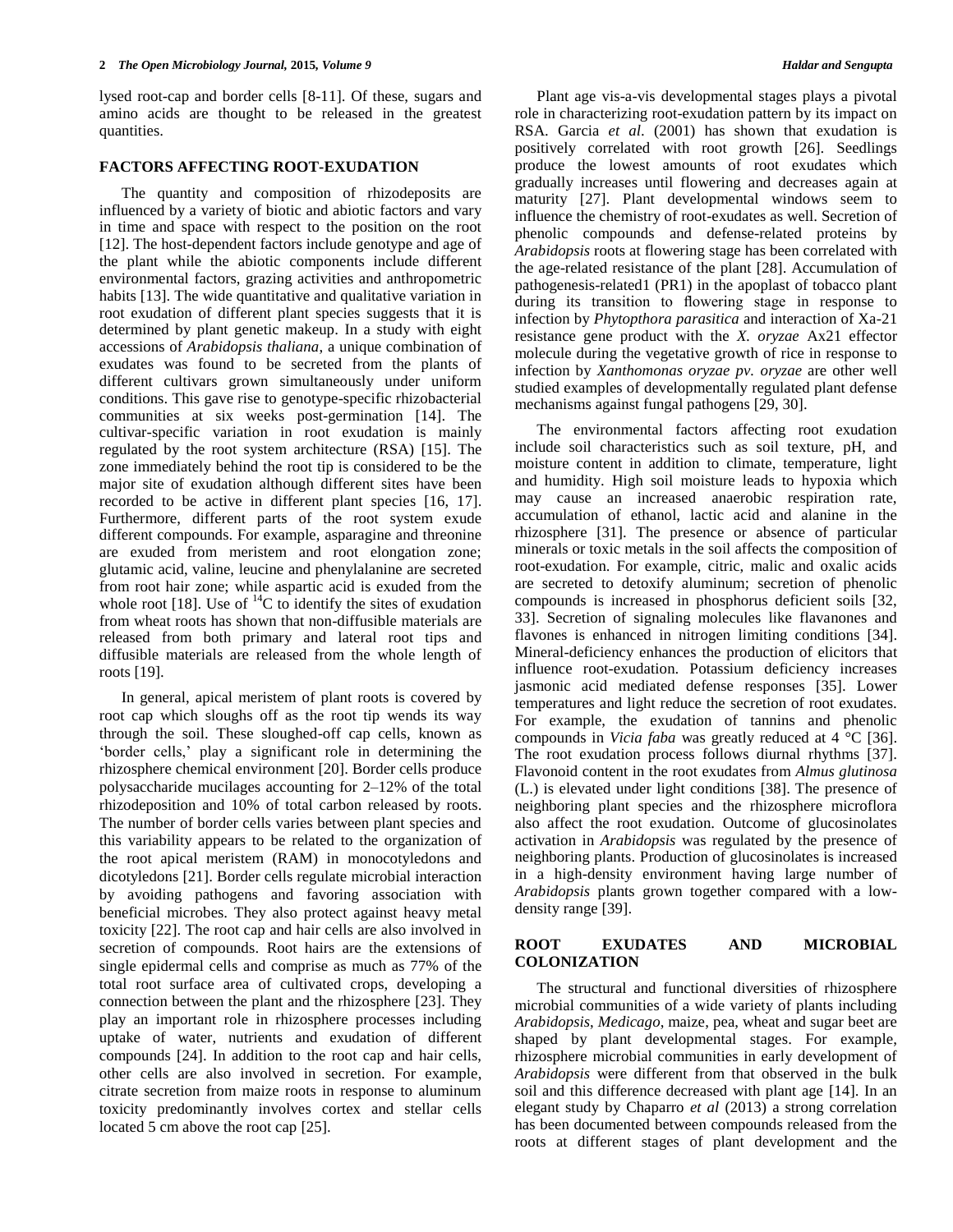lysed root-cap and border cells [8-11]. Of these, sugars and amino acids are thought to be released in the greatest quantities.

## FACTORS AFFECTING ROOT-EXUDATION

The quantity and composition of rhizodeposits are influenced by a variety of biotic and abiotic factors and vary in time and space with respect to the position on the root [12]. The host-dependent factors include genotype and age of the plant while the abiotic components include different environmental factors, grazing activities and anthropometric habits [13]. The wide quantitative and qualitative variation in root exudation of different plant species suggests that it is determined by plant genetic makeup. In a study with eight accessions of *Arabidopsis thaliana*, a unique combination of exudates was found to be secreted from the plants of different cultivars grown simultaneously under uniform conditions. This gave rise to genotype-specific rhizobacterial communities at six weeks post-germination [14]. The cultivar-specific variation in root exudation is mainly regulated by the root system architecture (RSA) [15]. The zone immediately behind the root tip is considered to be the major site of exudation although different sites have been recorded to be active in different plant species [16, 17]. Furthermore, different parts of the root system exude different compounds. For example, asparagine and threonine are exuded from meristem and root elongation zone; glutamic acid, valine, leucine and phenylalanine are secreted from root hair zone; while aspartic acid is exuded from the whole root [18]. Use of $^{14}C$ to identify the sites of exudation from wheat roots has shown that non-diffusible materials are released from both primary and lateral root tips and diffusible materials are released from the whole length of roots [19].

In general, apical meristem of plant roots is covered by root cap which sloughs off as the root tip wends its way through the soil. These sloughed-off cap cells, known as 'border cells,' play a significant role in determining the rhizosphere chemical environment [20]. Border cells produce polysaccharide mucilages accounting for 2–12% of the total rhizodeposition and 10% of total carbon released by roots. The number of border cells varies between plant species and this variability appears to be related to the organization of the root apical meristem (RAM) in monocotyledons and dicotyledons [21]. Border cells regulate microbial interaction by avoiding pathogens and favoring association with beneficial microbes. They also protect against heavy metal toxicity [22]. The root cap and hair cells are also involved in secretion of compounds. Root hairs are the extensions of single epidermal cells and comprise as much as 77% of the total root surface area of cultivated crops, developing a connection between the plant and the rhizosphere [23]. They play an important role in rhizosphere processes including uptake of water, nutrients and exudation of different compounds [24]. In addition to the root cap and hair cells, other cells are also involved in secretion. For example, citrate secretion from maize roots in response to aluminum toxicity predominantly involves cortex and stellar cells located 5 cm above the root cap [25].

Plant age vis-a-vis developmental stages plays a pivotal role in characterizing root-exudation pattern by its impact on RSA. Garcia *et al*. (2001) has shown that exudation is positively correlated with root growth [26]. Seedlings produce the lowest amounts of root exudates which gradually increases until flowering and decreases again at maturity [27]. Plant developmental windows seem to influence the chemistry of root-exudates as well. Secretion of phenolic compounds and defense-related proteins by *Arabidopsis* roots at flowering stage has been correlated with the age-related resistance of the plant [28]. Accumulation of pathogenesis-related1 (PR1) in the apoplast of tobacco plant during its transition to flowering stage in response to infection by *Phytopthora parasitica* and interaction of Xa-21 resistance gene product with the *X. oryzae* Ax21 effector molecule during the vegetative growth of rice in response to infection by *Xanthomonas oryzae pv. oryzae* are other well studied examples of developmentally regulated plant defense mechanisms against fungal pathogens [29, 30].

The environmental factors affecting root exudation include soil characteristics such as soil texture, pH, and moisture content in addition to climate, temperature, light and humidity. High soil moisture leads to hypoxia which may cause an increased anaerobic respiration rate, accumulation of ethanol, lactic acid and alanine in the rhizosphere [31]. The presence or absence of particular minerals or toxic metals in the soil affects the composition of root-exudation. For example, citric, malic and oxalic acids are secreted to detoxify aluminum; secretion of phenolic compounds is increased in phosphorus deficient soils [32, 33]. Secretion of signaling molecules like flavanones and flavones is enhanced in nitrogen limiting conditions [34]. Mineral-deficiency enhances the production of elicitors that influence root-exudation. Potassium deficiency increases jasmonic acid mediated defense responses [35]. Lower temperatures and light reduce the secretion of root exudates. For example, the exudation of tannins and phenolic compounds in *Vicia faba* was greatly reduced at 4 °C [36]. The root exudation process follows diurnal rhythms [37]. Flavonoid content in the root exudates from *Almus glutinosa* (L.) is elevated under light conditions [38]. The presence of neighboring plant species and the rhizosphere microflora also affect the root exudation. Outcome of glucosinolates activation in *Arabidopsis* was regulated by the presence of neighboring plants. Production of glucosinolates is increased in a high-density environment having large number of *Arabidopsis* plants grown together compared with a low-density range [39].

## ROOT EXUDATES AND MICROBIAL COLONIZATION

The structural and functional diversities of rhizosphere microbial communities of a wide variety of plants including *Arabidopsis*, *Medicago*, maize, pea, wheat and sugar beet are shaped by plant developmental stages. For example, rhizosphere microbial communities in early development of *Arabidopsis* were different from that observed in the bulk soil and this difference decreased with plant age [14]. In an elegant study by Chaparro *et al* (2013) a strong correlation has been documented between compounds released from the roots at different stages of plant development and the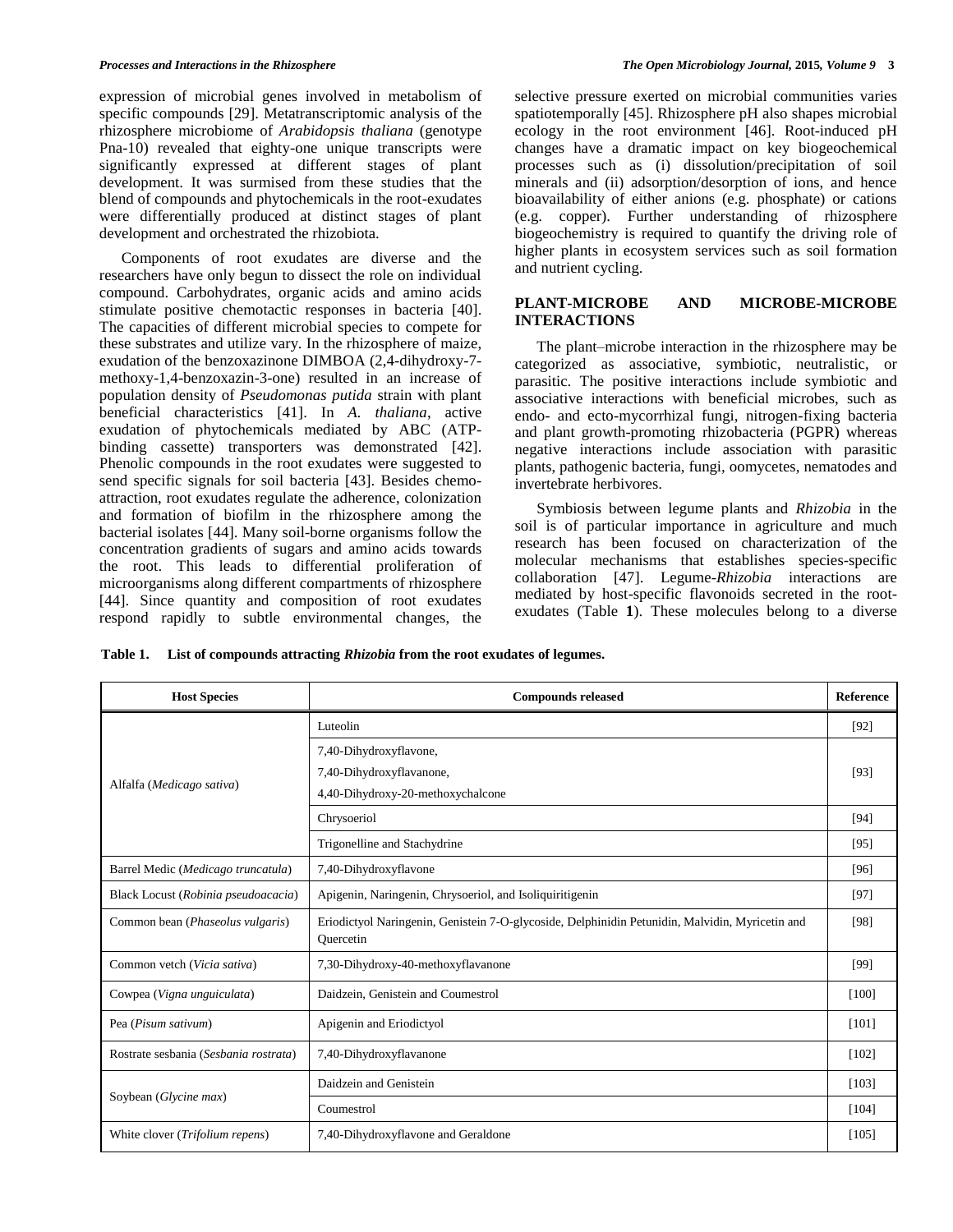expression of microbial genes involved in metabolism of specific compounds [29]. Metatranscriptomic analysis of the rhizosphere microbiome of *Arabidopsis thaliana* (genotype Pna-10) revealed that eighty-one unique transcripts were significantly expressed at different stages of plant development. It was surmised from these studies that the blend of compounds and phytochemicals in the root-exudates were differentially produced at distinct stages of plant development and orchestrated the rhizobiota.

Components of root exudates are diverse and the researchers have only begun to dissect the role on individual compound. Carbohydrates, organic acids and amino acids stimulate positive chemotactic responses in bacteria [40]. The capacities of different microbial species to compete for these substrates and utilize vary. In the rhizosphere of maize, exudation of the benzoxazinone DIMBOA (2,4-dihydroxy-7-methoxy-1,4-benzoxazin-3-one) resulted in an increase of population density of *Pseudomonas putida* strain with plant beneficial characteristics [41]. In *A. thaliana*, active exudation of phytochemicals mediated by ABC (ATP-binding cassette) transporters was demonstrated [42]. Phenolic compounds in the root exudates were suggested to send specific signals for soil bacteria [43]. Besides chemo-attraction, root exudates regulate the adherence, colonization and formation of biofilm in the rhizosphere among the bacterial isolates [44]. Many soil-borne organisms follow the concentration gradients of sugars and amino acids towards the root. This leads to differential proliferation of microorganisms along different compartments of rhizosphere [44]. Since quantity and composition of root exudates respond rapidly to subtle environmental changes, the selective pressure exerted on microbial communities varies spatiotemporally [45]. Rhizosphere pH also shapes microbial ecology in the root environment [46]. Root-induced pH changes have a dramatic impact on key biogeochemical processes such as (i) dissolution/precipitation of soil minerals and (ii) adsorption/desorption of ions, and hence bioavailability of either anions (e.g. phosphate) or cations (e.g. copper). Further understanding of rhizosphere biogeochemistry is required to quantify the driving role of higher plants in ecosystem services such as soil formation and nutrient cycling.

## PLANT-MICROBE AND MICROBE-MICROBE INTERACTIONS

The plant–microbe interaction in the rhizosphere may be categorized as associative, symbiotic, neutralistic, or parasitic. The positive interactions include symbiotic and associative interactions with beneficial microbes, such as endo- and ecto-mycorrhizal fungi, nitrogen-fixing bacteria and plant growth-promoting rhizobacteria (PGPR) whereas negative interactions include association with parasitic plants, pathogenic bacteria, fungi, oomycetes, nematodes and invertebrate herbivores.

Symbiosis between legume plants and *Rhizobia* in the soil is of particular importance in agriculture and much research has been focused on characterization of the molecular mechanisms that establishes species-specific collaboration [47]. Legume-*Rhizobia* interactions are mediated by host-specific flavonoids secreted in the root-exudates (Table **1**). These molecules belong to a diverse

**Table 1. List of compounds attracting *Rhizobia* from the root exudates of legumes.**

| Host Species | Compounds released | Reference |
|---|---|---|
| Alfalfa (*Medicago sativa*) | Luteolin | [92] |
| | 7,40-Dihydroxyflavone,<br>7,40-Dihydroxyflavanone,<br>4,40-Dihydroxy-20-methoxychalcone | [93] |
| | Chrysoeriol | [94] |
| | Trigonelline and Stachydrine | [95] |
| Barrel Medic (*Medicago truncatula*) | 7,40-Dihydroxyflavone | [96] |
| Black Locust (*Robinia pseudoacacia*) | Apigenin, Naringenin, Chrysoeriol, and Isoliquiritigenin | [97] |
| Common bean (*Phaseolus vulgaris*) | Eriodictyol Naringenin, Genistein 7-O-glycoside, Delphinidin Petunidin, Malvidin, Myricetin and Quercetin | [98] |
| Common vetch (*Vicia sativa*) | 7,30-Dihydroxy-40-methoxyflavanone | [99] |
| Cowpea (*Vigna unguiculata*) | Daidzein, Genistein and Coumestrol | [100] |
| Pea (*Pisum sativum*) | Apigenin and Eriodictyol | [101] |
| Rostrate sesbania (*Sesbania rostrata*) | 7,40-Dihydroxyflavanone | [102] |
| Soybean (*Glycine max*) | Daidzein and Genistein | [103] |
| | Coumestrol | [104] |
| White clover (*Trifolium repens*) | 7,40-Dihydroxyflavone and Geraldone | [105] |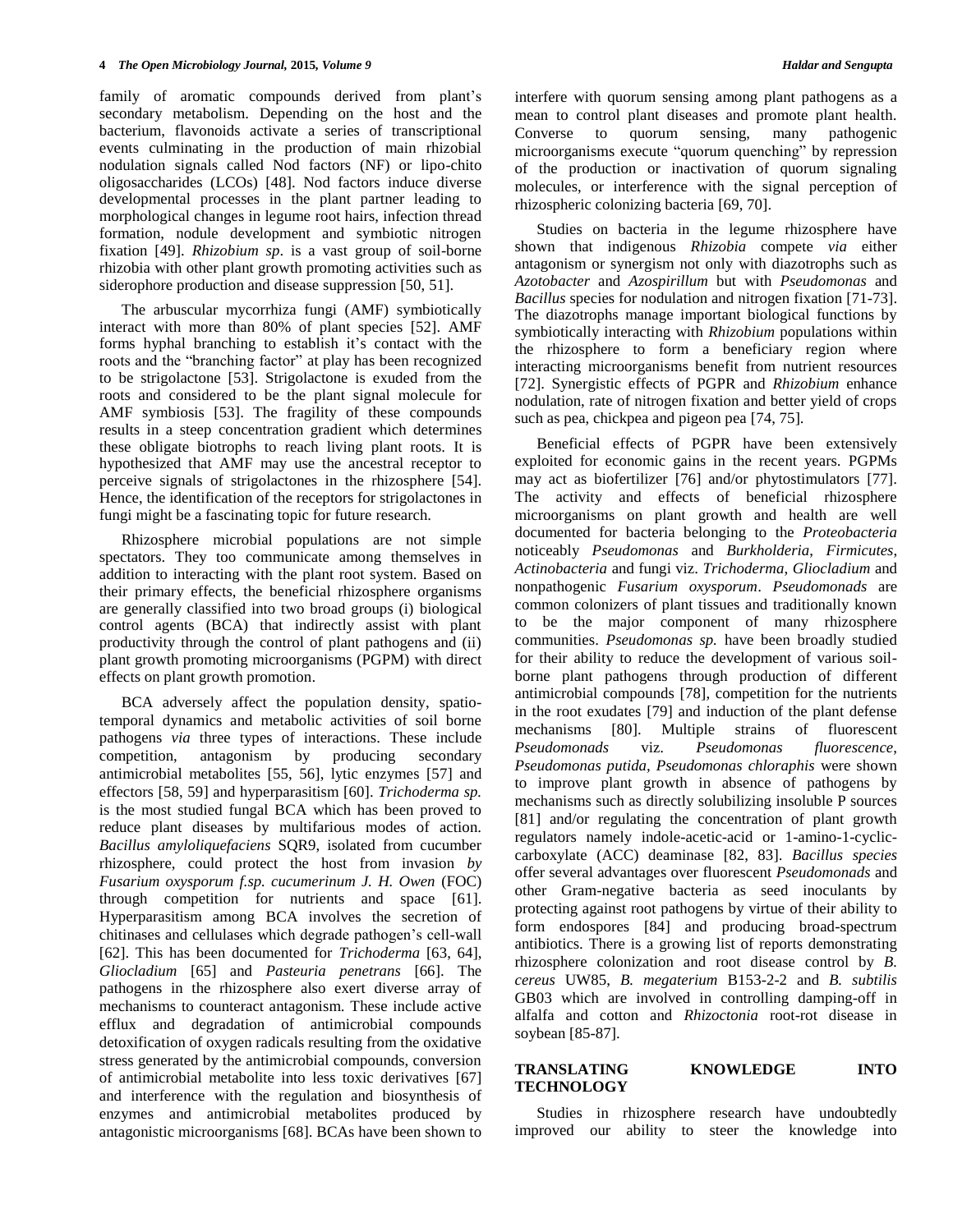family of aromatic compounds derived from plant's secondary metabolism. Depending on the host and the bacterium, flavonoids activate a series of transcriptional events culminating in the production of main rhizobial nodulation signals called Nod factors (NF) or lipo-chito oligosaccharides (LCOs) [48]. Nod factors induce diverse developmental processes in the plant partner leading to morphological changes in legume root hairs, infection thread formation, nodule development and symbiotic nitrogen fixation [49]. *Rhizobium sp*. is a vast group of soil-borne rhizobia with other plant growth promoting activities such as siderophore production and disease suppression [50, 51].

The arbuscular mycorrhiza fungi (AMF) symbiotically interact with more than 80% of plant species [52]. AMF forms hyphal branching to establish it's contact with the roots and the "branching factor" at play has been recognized to be strigolactone [53]. Strigolactone is exuded from the roots and considered to be the plant signal molecule for AMF symbiosis [53]. The fragility of these compounds results in a steep concentration gradient which determines these obligate biotrophs to reach living plant roots. It is hypothesized that AMF may use the ancestral receptor to perceive signals of strigolactones in the rhizosphere [54]. Hence, the identification of the receptors for strigolactones in fungi might be a fascinating topic for future research.

Rhizosphere microbial populations are not simple spectators. They too communicate among themselves in addition to interacting with the plant root system. Based on their primary effects, the beneficial rhizosphere organisms are generally classified into two broad groups (i) biological control agents (BCA) that indirectly assist with plant productivity through the control of plant pathogens and (ii) plant growth promoting microorganisms (PGPM) with direct effects on plant growth promotion.

BCA adversely affect the population density, spatio-temporal dynamics and metabolic activities of soil borne pathogens *via* three types of interactions. These include competition, antagonism by producing secondary antimicrobial metabolites [55, 56], lytic enzymes [57] and effectors [58, 59] and hyperparasitism [60]. *Trichoderma sp.* is the most studied fungal BCA which has been proved to reduce plant diseases by multifarious modes of action. *Bacillus amyloliquefaciens* SQR9, isolated from cucumber rhizosphere, could protect the host from invasion *by Fusarium oxysporum f.sp. cucumerinum J. H. Owen* (FOC) through competition for nutrients and space [61]. Hyperparasitism among BCA involves the secretion of chitinases and cellulases which degrade pathogen's cell-wall [62]. This has been documented for *Trichoderma* [63, 64], *Gliocladium* [65] and *Pasteuria penetrans* [66]. The pathogens in the rhizosphere also exert diverse array of mechanisms to counteract antagonism. These include active efflux and degradation of antimicrobial compounds detoxification of oxygen radicals resulting from the oxidative stress generated by the antimicrobial compounds, conversion of antimicrobial metabolite into less toxic derivatives [67] and interference with the regulation and biosynthesis of enzymes and antimicrobial metabolites produced by antagonistic microorganisms [68]. BCAs have been shown to interfere with quorum sensing among plant pathogens as a mean to control plant diseases and promote plant health. Converse to quorum sensing, many pathogenic microorganisms execute "quorum quenching" by repression of the production or inactivation of quorum signaling molecules, or interference with the signal perception of rhizospheric colonizing bacteria [69, 70].

Studies on bacteria in the legume rhizosphere have shown that indigenous *Rhizobia* compete *via* either antagonism or synergism not only with diazotrophs such as *Azotobacter* and *Azospirillum* but with *Pseudomonas* and *Bacillus* species for nodulation and nitrogen fixation [71-73]. The diazotrophs manage important biological functions by symbiotically interacting with *Rhizobium* populations within the rhizosphere to form a beneficiary region where interacting microorganisms benefit from nutrient resources [72]. Synergistic effects of PGPR and *Rhizobium* enhance nodulation, rate of nitrogen fixation and better yield of crops such as pea, chickpea and pigeon pea [74, 75].

Beneficial effects of PGPR have been extensively exploited for economic gains in the recent years. PGPMs may act as biofertilizer [76] and/or phytostimulators [77]. The activity and effects of beneficial rhizosphere microorganisms on plant growth and health are well documented for bacteria belonging to the *Proteobacteria* noticeably *Pseudomonas* and *Burkholderia*, *Firmicutes*, *Actinobacteria* and fungi viz. *Trichoderma*, *Gliocladium* and nonpathogenic *Fusarium oxysporum*. *Pseudomonads* are common colonizers of plant tissues and traditionally known to be the major component of many rhizosphere communities. *Pseudomonas sp.* have been broadly studied for their ability to reduce the development of various soil-borne plant pathogens through production of different antimicrobial compounds [78], competition for the nutrients in the root exudates [79] and induction of the plant defense mechanisms [80]. Multiple strains of fluorescent *Pseudomonads* viz. *Pseudomonas fluorescence*, *Pseudomonas putida*, *Pseudomonas chloraphis* were shown to improve plant growth in absence of pathogens by mechanisms such as directly solubilizing insoluble P sources [81] and/or regulating the concentration of plant growth regulators namely indole-acetic-acid or 1-amino-1-cyclic-carboxylate (ACC) deaminase [82, 83]. *Bacillus species* offer several advantages over fluorescent *Pseudomonads* and other Gram-negative bacteria as seed inoculants by protecting against root pathogens by virtue of their ability to form endospores [84] and producing broad-spectrum antibiotics. There is a growing list of reports demonstrating rhizosphere colonization and root disease control by *B. cereus* UW85, *B. megaterium* B153-2-2 and *B. subtilis* GB03 which are involved in controlling damping-off in alfalfa and cotton and *Rhizoctonia* root-rot disease in soybean [85-87].

## TRANSLATING KNOWLEDGE INTO TECHNOLOGY

Studies in rhizosphere research have undoubtedly improved our ability to steer the knowledge into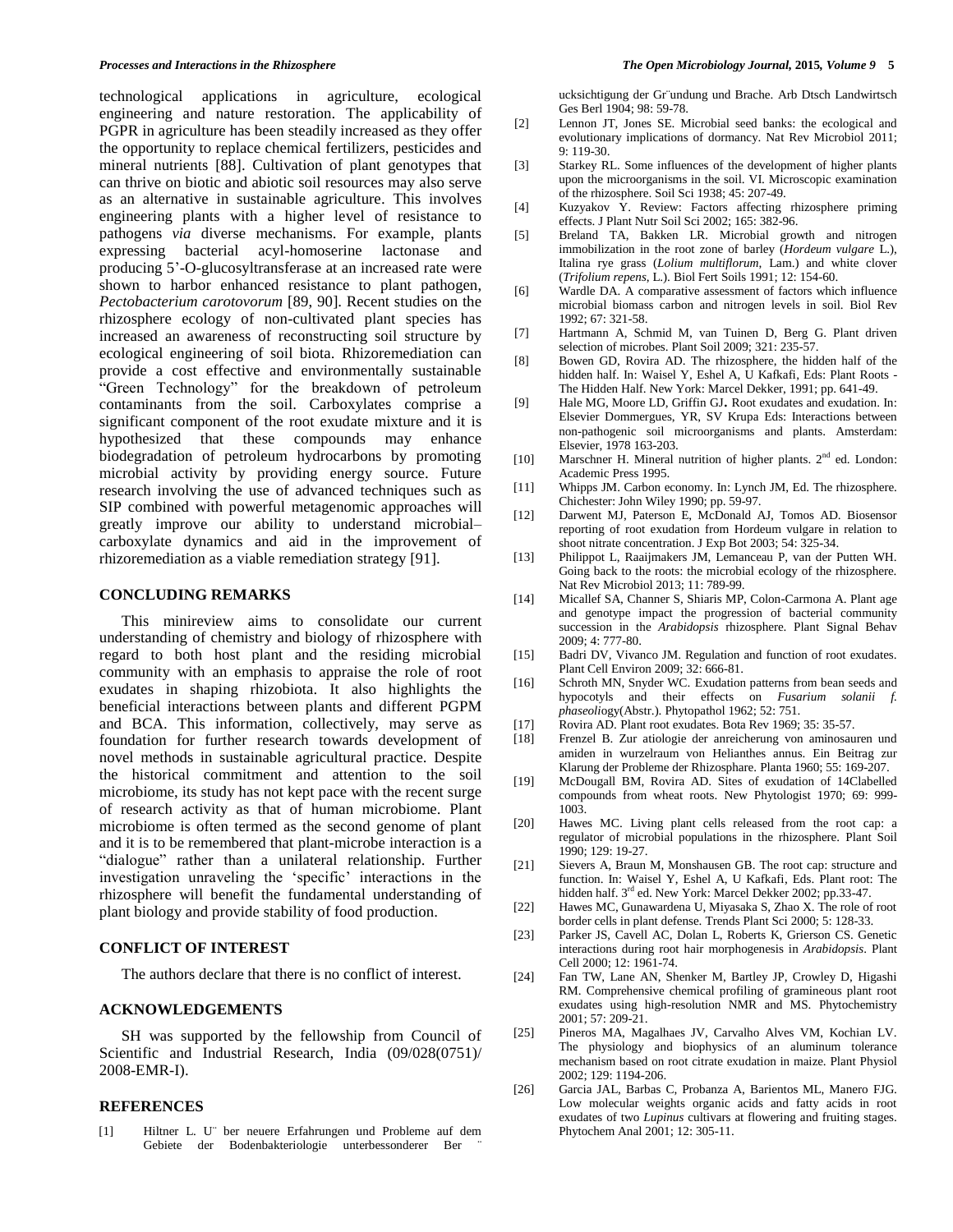technological applications in agriculture, ecological engineering and nature restoration. The applicability of PGPR in agriculture has been steadily increased as they offer the opportunity to replace chemical fertilizers, pesticides and mineral nutrients [88]. Cultivation of plant genotypes that can thrive on biotic and abiotic soil resources may also serve as an alternative in sustainable agriculture. This involves engineering plants with a higher level of resistance to pathogens *via* diverse mechanisms. For example, plants expressing bacterial acyl-homoserine lactonase and producing 5'-O-glucosyltransferase at an increased rate were shown to harbor enhanced resistance to plant pathogen, *Pectobacterium carotovorum* [89, 90]. Recent studies on the rhizosphere ecology of non-cultivated plant species has increased an awareness of reconstructing soil structure by ecological engineering of soil biota. Rhizoremediation can provide a cost effective and environmentally sustainable "Green Technology" for the breakdown of petroleum contaminants from the soil. Carboxylates comprise a significant component of the root exudate mixture and it is hypothesized that these compounds may enhance biodegradation of petroleum hydrocarbons by promoting microbial activity by providing energy source. Future research involving the use of advanced techniques such as SIP combined with powerful metagenomic approaches will greatly improve our ability to understand microbial–carboxylate dynamics and aid in the improvement of rhizoremediation as a viable remediation strategy [91].

## CONCLUDING REMARKS

This minireview aims to consolidate our current understanding of chemistry and biology of rhizosphere with regard to both host plant and the residing microbial community with an emphasis to appraise the role of root exudates in shaping rhizobiota. It also highlights the beneficial interactions between plants and different PGPM and BCA. This information, collectively, may serve as foundation for further research towards development of novel methods in sustainable agricultural practice. Despite the historical commitment and attention to the soil microbiome, its study has not kept pace with the recent surge of research activity as that of human microbiome. Plant microbiome is often termed as the second genome of plant and it is to be remembered that plant-microbe interaction is a "dialogue" rather than a unilateral relationship. Further investigation unraveling the 'specific' interactions in the rhizosphere will benefit the fundamental understanding of plant biology and provide stability of food production.

## CONFLICT OF INTEREST

The authors declare that there is no conflict of interest.

## ACKNOWLEDGEMENTS

SH was supported by the fellowship from Council of Scientific and Industrial Research, India (09/028(0751)/2008-EMR-I).

## REFERENCES

[1] Hiltner L. U¨ ber neuere Erfahrungen und Probleme auf dem Gebiete der Bodenbakteriologie unterbessonderer Ber ¨ ucksichtigung der Gr¨undung und Brache. Arb Dtsch Landwirtsch Ges Berl 1904; 98: 59-78.

[2] Lennon JT, Jones SE. Microbial seed banks: the ecological and evolutionary implications of dormancy. Nat Rev Microbiol 2011; 9: 119-30.

[3] Starkey RL. Some influences of the development of higher plants upon the microorganisms in the soil. VI. Microscopic examination of the rhizosphere. Soil Sci 1938; 45: 207-49.

[4] Kuzyakov Y. Review: Factors affecting rhizosphere priming effects. J Plant Nutr Soil Sci 2002; 165: 382-96.

[5] Breland TA, Bakken LR. Microbial growth and nitrogen immobilization in the root zone of barley (*Hordeum vulgare* L.), Italina rye grass (*Lolium multiflorum*, Lam.) and white clover (*Trifolium repens*, L.). Biol Fert Soils 1991; 12: 154-60.

[6] Wardle DA. A comparative assessment of factors which influence microbial biomass carbon and nitrogen levels in soil. Biol Rev 1992; 67: 321-58.

[7] Hartmann A, Schmid M, van Tuinen D, Berg G. Plant driven selection of microbes. Plant Soil 2009; 321: 235-57.

[8] Bowen GD, Rovira AD. The rhizosphere, the hidden half of the hidden half. In: Waisel Y, Eshel A, U Kafkafi, Eds: Plant Roots - The Hidden Half. New York: Marcel Dekker, 1991; pp. 641-49.

[9] Hale MG, Moore LD, Griffin GJ**.** Root exudates and exudation. In: Elsevier Dommergues, YR, SV Krupa Eds: Interactions between non-pathogenic soil microorganisms and plants. Amsterdam: Elsevier, 1978 163-203.

[10] Marschner H. Mineral nutrition of higher plants. 2nd ed. London: Academic Press 1995.

[11] Whipps JM. Carbon economy. In: Lynch JM, Ed. The rhizosphere. Chichester: John Wiley 1990; pp. 59-97.

[12] Darwent MJ, Paterson E, McDonald AJ, Tomos AD. Biosensor reporting of root exudation from Hordeum vulgare in relation to shoot nitrate concentration. J Exp Bot 2003; 54: 325-34.

[13] Philippot L, Raaijmakers JM, Lemanceau P, van der Putten WH. Going back to the roots: the microbial ecology of the rhizosphere. Nat Rev Microbiol 2013; 11: 789-99.

[14] Micallef SA, Channer S, Shiaris MP, Colon-Carmona A. Plant age and genotype impact the progression of bacterial community succession in the *Arabidopsis* rhizosphere. Plant Signal Behav 2009; 4: 777-80.

[15] Badri DV, Vivanco JM. Regulation and function of root exudates. Plant Cell Environ 2009; 32: 666-81.

[16] Schroth MN, Snyder WC. Exudation patterns from bean seeds and hypocotyls and their effects on *Fusarium solanii f. phaseoliogy*(Abstr.). Phytopathol 1962; 52: 751.

[17] Rovira AD. Plant root exudates. Bota Rev 1969; 35: 35-57.

[18] Frenzel B. Zur atiologie der anreicherung von aminosauren und amiden in wurzelraum von Helianthes annus. Ein Beitrag zur Klarung der Probleme der Rhizosphare. Planta 1960; 55: 169-207.

[19] McDougall BM, Rovira AD. Sites of exudation of 14Clabelled compounds from wheat roots. New Phytologist 1970; 69: 999-1003.

[20] Hawes MC. Living plant cells released from the root cap: a regulator of microbial populations in the rhizosphere. Plant Soil 1990; 129: 19-27.

[21] Sievers A, Braun M, Monshausen GB. The root cap: structure and function. In: Waisel Y, Eshel A, U Kafkafi, Eds. Plant root: The hidden half. 3rd ed. New York: Marcel Dekker 2002; pp.33-47.

[22] Hawes MC, Gunawardena U, Miyasaka S, Zhao X. The role of root border cells in plant defense. Trends Plant Sci 2000; 5: 128-33.

[23] Parker JS, Cavell AC, Dolan L, Roberts K, Grierson CS. Genetic interactions during root hair morphogenesis in *Arabidopsis*. Plant Cell 2000; 12: 1961-74.

[24] Fan TW, Lane AN, Shenker M, Bartley JP, Crowley D, Higashi RM. Comprehensive chemical profiling of gramineous plant root exudates using high-resolution NMR and MS. Phytochemistry 2001; 57: 209-21.

[25] Pineros MA, Magalhaes JV, Carvalho Alves VM, Kochian LV. The physiology and biophysics of an aluminum tolerance mechanism based on root citrate exudation in maize. Plant Physiol 2002; 129: 1194-206.

[26] Garcia JAL, Barbas C, Probanza A, Barientos ML, Manero FJG. Low molecular weights organic acids and fatty acids in root exudates of two *Lupinus* cultivars at flowering and fruiting stages. Phytochem Anal 2001; 12: 305-11.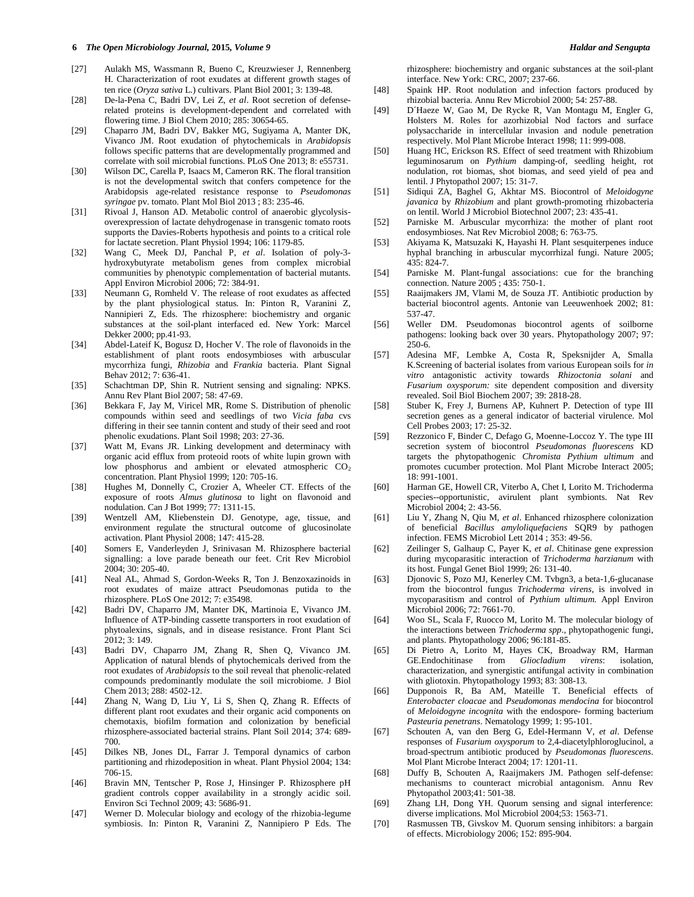[27] Aulakh MS, Wassmann R, Bueno C, Kreuzwieser J, Rennenberg H. Characterization of root exudates at different growth stages of ten rice (*Oryza sativa* L.) cultivars. Plant Biol 2001; 3: 139-48.

[28] De-la-Pena C, Badri DV, Lei Z, *et al*. Root secretion of defense-related proteins is development-dependent and correlated with flowering time. J Biol Chem 2010; 285: 30654-65.

[29] Chaparro JM, Badri DV, Bakker MG, Sugiyama A, Manter DK, Vivanco JM. Root exudation of phytochemicals in *Arabidopsis* follows specific patterns that are developmentally programmed and correlate with soil microbial functions. PLoS One 2013; 8: e55731.

[30] Wilson DC, Carella P, Isaacs M, Cameron RK. The floral transition is not the developmental switch that confers competence for the Arabidopsis age-related resistance response to *Pseudomonas syringae* pv. tomato. Plant Mol Biol 2013 ; 83: 235-46.

[31] Rivoal J, Hanson AD. Metabolic control of anaerobic glycolysis-overexpression of lactate dehydrogenase in transgenic tomato roots supports the Davies-Roberts hypothesis and points to a critical role for lactate secretion. Plant Physiol 1994; 106: 1179-85.

[32] Wang C, Meek DJ, Panchal P, *et al*. Isolation of poly-3-hydroxybutyrate metabolism genes from complex microbial communities by phenotypic complementation of bacterial mutants. Appl Environ Microbiol 2006; 72: 384-91.

[33] Neumann G, Romheld V. The release of root exudates as affected by the plant physiological status. In: Pinton R, Varanini Z, Nannipieri Z, Eds. The rhizosphere: biochemistry and organic substances at the soil-plant interfaced ed. New York: Marcel Dekker 2000; pp.41-93.

[34] Abdel-Lateif K, Bogusz D, Hocher V. The role of flavonoids in the establishment of plant roots endosymbioses with arbuscular mycorrhiza fungi, *Rhizobia* and *Frankia* bacteria. Plant Signal Behav 2012; 7: 636-41.

[35] Schachtman DP, Shin R. Nutrient sensing and signaling: NPKS. Annu Rev Plant Biol 2007; 58: 47-69.

[36] Bekkara F, Jay M, Viricel MR, Rome S. Distribution of phenolic compounds within seed and seedlings of two *Vicia faba* cvs differing in their see tannin content and study of their seed and root phenolic exudations. Plant Soil 1998; 203: 27-36.

[37] Watt M, Evans JR. Linking development and determinacy with organic acid efflux from proteoid roots of white lupin grown with low phosphorus and ambient or elevated atmospheric $CO_2$ concentration. Plant Physiol 1999; 120: 705-16.

[38] Hughes M, Donnelly C, Crozier A, Wheeler CT. Effects of the exposure of roots *Almus glutinosa* to light on flavonoid and nodulation. Can J Bot 1999; 77: 1311-15.

[39] Wentzell AM, Kliebenstein DJ. Genotype, age, tissue, and environment regulate the structural outcome of glucosinolate activation. Plant Physiol 2008; 147: 415-28.

[40] Somers E, Vanderleyden J, Srinivasan M. Rhizosphere bacterial signalling: a love parade beneath our feet. Crit Rev Microbiol 2004; 30: 205-40.

[41] Neal AL, Ahmad S, Gordon-Weeks R, Ton J. Benzoxazinoids in root exudates of maize attract Pseudomonas putida to the rhizosphere. PLoS One 2012; 7: e35498.

[42] Badri DV, Chaparro JM, Manter DK, Martinoia E, Vivanco JM. Influence of ATP-binding cassette transporters in root exudation of phytoalexins, signals, and in disease resistance. Front Plant Sci 2012; 3: 149.

[43] Badri DV, Chaparro JM, Zhang R, Shen Q, Vivanco JM. Application of natural blends of phytochemicals derived from the root exudates of *Arabidopsis* to the soil reveal that phenolic-related compounds predominantly modulate the soil microbiome. J Biol Chem 2013; 288: 4502-12.

[44] Zhang N, Wang D, Liu Y, Li S, Shen Q, Zhang R. Effects of different plant root exudates and their organic acid components on chemotaxis, biofilm formation and colonization by beneficial rhizosphere-associated bacterial strains. Plant Soil 2014; 374: 689-700.

[45] Dilkes NB, Jones DL, Farrar J. Temporal dynamics of carbon partitioning and rhizodeposition in wheat. Plant Physiol 2004; 134: 706-15.

[46] Bravin MN, Tentscher P, Rose J, Hinsinger P. Rhizosphere pH gradient controls copper availability in a strongly acidic soil. Environ Sci Technol 2009; 43: 5686-91.

[47] Werner D. Molecular biology and ecology of the rhizobia-legume symbiosis. In: Pinton R, Varanini Z, Nannipiero P Eds. The rhizosphere: biochemistry and organic substances at the soil-plant interface. New York: CRC, 2007; 237-66.

[48] Spaink HP. Root nodulation and infection factors produced by rhizobial bacteria. Annu Rev Microbiol 2000; 54: 257-88.

[49] D´Haeze W, Gao M, De Rycke R, Van Montagu M, Engler G, Holsters M. Roles for azorhizobial Nod factors and surface polysaccharide in intercellular invasion and nodule penetration respectively. Mol Plant Microbe Interact 1998; 11: 999-008.

[50] Huang HC, Erickson RS. Effect of seed treatment with Rhizobium leguminosarum on *Pythium* damping-of, seedling height, rot nodulation, rot biomas, shot biomas, and seed yield of pea and lentil. J Phytopathol 2007; 15: 31-7.

[51] Sidiqui ZA, Baghel G, Akhtar MS. Biocontrol of *Meloidogyne javanica* by *Rhizobium* and plant growth-promoting rhizobacteria on lentil. World J Microbiol Biotechnol 2007; 23: 435-41.

[52] Parniske M. Arbuscular mycorrhiza: the mother of plant root endosymbioses. Nat Rev Microbiol 2008; 6: 763-75.

[53] Akiyama K, Matsuzaki K, Hayashi H. Plant sesquiterpenes induce hyphal branching in arbuscular mycorrhizal fungi. Nature 2005; 435: 824-7.

[54] Parniske M. Plant-fungal associations: cue for the branching connection. Nature 2005 ; 435: 750-1.

[55] Raaijmakers JM, Vlami M, de Souza JT. Antibiotic production by bacterial biocontrol agents. Antonie van Leeuwenhoek 2002; 81: 537-47.

[56] Weller DM. Pseudomonas biocontrol agents of soilborne pathogens: looking back over 30 years. Phytopathology 2007; 97: 250-6.

[57] Adesina MF, Lembke A, Costa R, Speksnijder A, Smalla K.Screening of bacterial isolates from various European soils for *in vitro* antagonistic activity towards *Rhizoctonia solani* and *Fusarium oxysporum:* site dependent composition and diversity revealed. Soil Biol Biochem 2007; 39: 2818-28.

[58] Stuber K, Frey J, Burnens AP, Kuhnert P. Detection of type III secretion genes as a general indicator of bacterial virulence. Mol Cell Probes 2003; 17: 25-32.

[59] Rezzonico F, Binder C, Defago G, Moenne-Loccoz Y. The type III secretion system of biocontrol *Pseudomonas fluorescens* KD targets the phytopathogenic *Chromista Pythium ultimum* and promotes cucumber protection. Mol Plant Microbe Interact 2005; 18: 991-1001.

[60] Harman GE, Howell CR, Viterbo A, Chet I, Lorito M. Trichoderma species--opportunistic, avirulent plant symbionts. Nat Rev Microbiol 2004; 2: 43-56.

[61] Liu Y, Zhang N, Qiu M, *et al*. Enhanced rhizosphere colonization of beneficial *Bacillus amyloliquefaciens* SQR9 by pathogen infection. FEMS Microbiol Lett 2014 ; 353: 49-56.

[62] Zeilinger S, Galhaup C, Payer K, *et al*. Chitinase gene expression during mycoparasitic interaction of *Trichoderma harzianum* with its host. Fungal Genet Biol 1999; 26: 131-40.

[63] Djonovic S, Pozo MJ, Kenerley CM. Tvbgn3, a beta-1,6-glucanase from the biocontrol fungus *Trichoderma virens*, is involved in mycoparasitism and control of *Pythium ultimum.* Appl Environ Microbiol 2006; 72: 7661-70.

[64] Woo SL, Scala F, Ruocco M, Lorito M. The molecular biology of the interactions between *Trichoderma spp*., phytopathogenic fungi, and plants. Phytopathology 2006; 96:181-85.

[65] Di Pietro A, Lorito M, Hayes CK, Broadway RM, Harman GE.Endochitinase from *Gliocladium virens*: isolation, characterization, and synergistic antifungal activity in combination with gliotoxin. Phytopathology 1993; 83: 308-13.

[66] Dupponois R, Ba AM, Mateille T. Beneficial effects of *Enterobacter cloacae* and *Pseudomonas mendocina* for biocontrol of *Meloidogyne incognita* with the endospore- forming bacterium *Pasteuria penetrans*. Nematology 1999; 1: 95-101.

[67] Schouten A, van den Berg G, Edel-Hermann V, *et al*. Defense responses of *Fusarium oxysporum* to 2,4-diacetylphloroglucinol, a broad-spectrum antibiotic produced by *Pseudomonas fluorescens*. Mol Plant Microbe Interact 2004; 17: 1201-11.

[68] Duffy B, Schouten A, Raaijmakers JM. Pathogen self-defense: mechanisms to counteract microbial antagonism. Annu Rev Phytopathol 2003;41: 501-38.

[69] Zhang LH, Dong YH. Quorum sensing and signal interference: diverse implications. Mol Microbiol 2004;53: 1563-71.

[70] Rasmussen TB, Givskov M. Quorum sensing inhibitors: a bargain of effects. Microbiology 2006; 152: 895-904.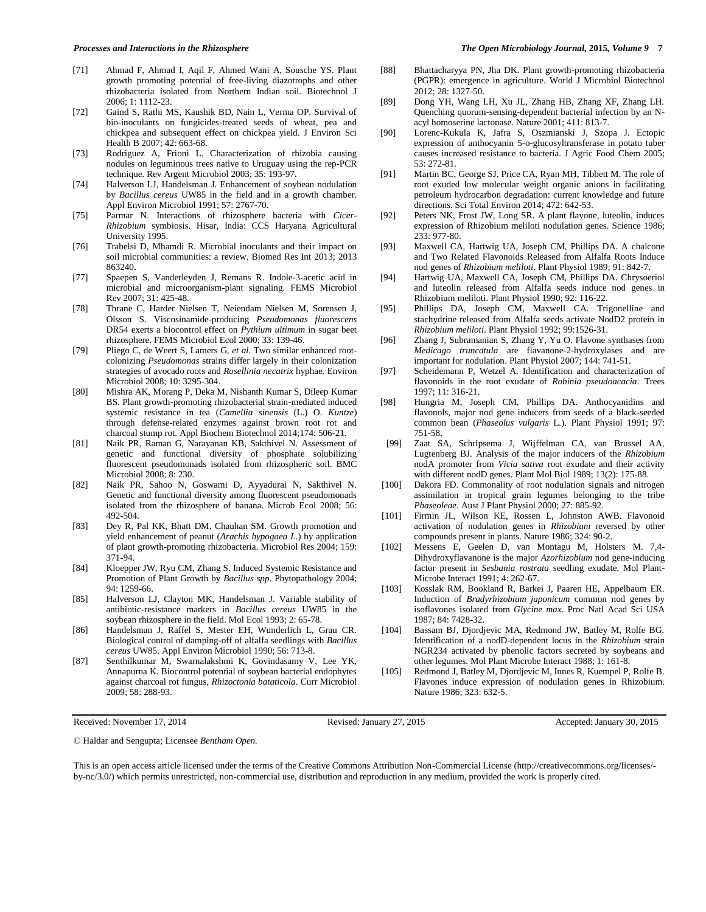[71] Ahmad F, Ahmad I, Aqil F, Ahmed Wani A, Sousche YS. Plant growth promoting potential of free-living diazotrophs and other rhizobacteria isolated from Northern Indian soil. Biotechnol J 2006; 1: 1112-23.

[72] Gaind S, Rathi MS, Kaushik BD, Nain L, Verma OP. Survival of bio-inoculants on fungicides-treated seeds of wheat, pea and chickpea and subsequent effect on chickpea yield. J Environ Sci Health B 2007; 42: 663-68.

[73] Rodriguez A, Frioni L. Characterization of rhizobia causing nodules on leguminous trees native to Uruguay using the rep-PCR technique. Rev Argent Microbiol 2003; 35: 193-97.

[74] Halverson LJ, Handelsman J. Enhancement of soybean nodulation by *Bacillus cereus* UW85 in the field and in a growth chamber. Appl Environ Microbiol 1991; 57: 2767-70.

[75] Parmar N. Interactions of rhizosphere bacteria with *Cicer-Rhizobium* symbiosis. Hisar, India: CCS Haryana Agricultural University 1995.

[76] Trabelsi D, Mhamdi R. Microbial inoculants and their impact on soil microbial communities: a review. Biomed Res Int 2013; 2013 863240.

[77] Spaepen S, Vanderleyden J, Remans R. Indole-3-acetic acid in microbial and microorganism-plant signaling. FEMS Microbiol Rev 2007; 31: 425-48.

[78] Thrane C, Harder Nielsen T, Neiendam Nielsen M, Sorensen J, Olsson S. Viscosinamide-producing *Pseudomonas fluorescens* DR54 exerts a biocontrol effect on *Pythium ultimum* in sugar beet rhizosphere. FEMS Microbiol Ecol 2000; 33: 139-46.

[79] Pliego C, de Weert S, Lamers G, *et al*. Two similar enhanced root-colonizing *Pseudomonas* strains differ largely in their colonization strategies of avocado roots and *Rosellinia necatrix* hyphae. Environ Microbiol 2008; 10: 3295-304.

[80] Mishra AK, Morang P, Deka M, Nishanth Kumar S, Dileep Kumar BS. Plant growth-promoting rhizobacterial strain-mediated induced systemic resistance in tea (*Camellia sinensis* (L.) O. *Kuntze*) through defense-related enzymes against brown root rot and charcoal stump rot. Appl Biochem Biotechnol 2014;174: 506-21.

[81] Naik PR, Raman G, Narayanan KB, Sakthivel N. Assessment of genetic and functional diversity of phosphate solubilizing fluorescent pseudomonads isolated from rhizospheric soil. BMC Microbiol 2008; 8: 230.

[82] Naik PR, Sahoo N, Goswami D, Ayyadurai N, Sakthivel N. Genetic and functional diversity among fluorescent pseudomonads isolated from the rhizosphere of banana. Microb Ecol 2008; 56: 492-504.

[83] Dey R, Pal KK, Bhatt DM, Chauhan SM. Growth promotion and yield enhancement of peanut (*Arachis hypogaea L.*) by application of plant growth-promoting rhizobacteria. Microbiol Res 2004; 159: 371-94.

[84] Kloepper JW, Ryu CM, Zhang S. Induced Systemic Resistance and Promotion of Plant Growth by *Bacillus spp*. Phytopathology 2004; 94: 1259-66.

[85] Halverson LJ, Clayton MK, Handelsman J. Variable stability of antibiotic-resistance markers in *Bacillus cereus* UW85 in the soybean rhizosphere in the field. Mol Ecol 1993; 2: 65-78.

[86] Handelsman J, Raffel S, Mester EH, Wunderlich L, Grau CR. Biological control of damping-off of alfalfa seedlings with *Bacillus cereus* UW85. Appl Environ Microbiol 1990; 56: 713-8.

[87] Senthilkumar M, Swarnalakshmi K, Govindasamy V, Lee YK, Annapurna K. Biocontrol potential of soybean bacterial endophytes against charcoal rot fungus, *Rhizoctonia bataticola*. Curr Microbiol 2009; 58: 288-93.

[88] Bhattacharyya PN, Jha DK. Plant growth-promoting rhizobacteria (PGPR): emergence in agriculture. World J Microbiol Biotechnol 2012; 28: 1327-50.

[89] Dong YH, Wang LH, Xu JL, Zhang HB, Zhang XF, Zhang LH. Quenching quorum-sensing-dependent bacterial infection by an N-acyl homoserine lactonase. Nature 2001; 411: 813-7.

[90] Lorenc-Kukula K, Jafra S, Oszmianski J, Szopa J. Ectopic expression of anthocyanin 5-o-glucosyltransferase in potato tuber causes increased resistance to bacteria. J Agric Food Chem 2005; 53: 272-81.

[91] Martin BC, George SJ, Price CA, Ryan MH, Tibbett M. The role of root exuded low molecular weight organic anions in facilitating petroleum hydrocarbon degradation: current knowledge and future directions. Sci Total Environ 2014; 472: 642-53.

[92] Peters NK, Frost JW, Long SR. A plant flavone, luteolin, induces expression of Rhizobium meliloti nodulation genes. Science 1986; 233: 977-80.

[93] Maxwell CA, Hartwig UA, Joseph CM, Phillips DA. A chalcone and Two Related Flavonoids Released from Alfalfa Roots Induce nod genes of *Rhizobium meliloti*. Plant Physiol 1989; 91: 842-7.

[94] Hartwig UA, Maxwell CA, Joseph CM, Phillips DA. Chrysoeriol and luteolin released from Alfalfa seeds induce nod genes in Rhizobium meliloti. Plant Physiol 1990; 92: 116-22.

[95] Phillips DA, Joseph CM, Maxwell CA. Trigonelline and stachydrine released from Alfalfa seeds activate NodD2 protein in *Rhizobium meliloti*. Plant Physiol 1992; 99:1526-31.

[96] Zhang J, Subramanian S, Zhang Y, Yu O. Flavone synthases from *Medicago truncatula* are flavanone-2-hydroxylases and are important for nodulation. Plant Physiol 2007; 144: 741-51.

[97] Scheidemann P, Wetzel A. Identification and characterization of flavonoids in the root exudate of *Robinia pseudoacacia*. Trees 1997; 11: 316-21.

[98] Hungria M, Joseph CM, Phillips DA. Anthocyanidins and flavonols, major nod gene inducers from seeds of a black-seeded common bean (*Phaseolus vulgaris* L.). Plant Physiol 1991; 97: 751-58.

[99] Zaat SA, Schripsema J, Wijffelman CA, van Brussel AA, Lugtenberg BJ. Analysis of the major inducers of the *Rhizobium* nodA promoter from *Vicia sativa* root exudate and their activity with different nodD genes. Plant Mol Biol 1989; 13(2): 175-88.

[100] Dakora FD. Commonality of root nodulation signals and nitrogen assimilation in tropical grain legumes belonging to the tribe *Phaseoleae*. Aust J Plant Physiol 2000; 27: 885-92.

[101] Firmin JL, Wilson KE, Rossen L, Johnston AWB. Flavonoid activation of nodulation genes in *Rhizobium* reversed by other compounds present in plants. Nature 1986; 324: 90-2.

[102] Messens E, Geelen D, van Montagu M, Holsters M. 7,4-Dihydroxyflavanone is the major *Azorhizobium* nod gene-inducing factor present in *Sesbania rostrata* seedling exudate. Mol Plant-Microbe Interact 1991; 4: 262-67.

[103] Kosslak RM, Bookland R, Barkei J, Paaren HE, Appelbaum ER. Induction of *Bradyrhizobium japonicum* common nod genes by isoflavones isolated from *Glycine max*. Proc Natl Acad Sci USA 1987; 84: 7428-32.

[104] Bassam BJ, Djordjevic MA, Redmond JW, Batley M, Rolfe BG. Identification of a nodD-dependent locus in the *Rhizobium* strain NGR234 activated by phenolic factors secreted by soybeans and other legumes. Mol Plant Microbe Interact 1988; 1: 161-8.

[105] Redmond J, Batley M, Djordjevic M, Innes R, Kuempel P, Rolfe B. Flavones induce expression of nodulation genes in Rhizobium. Nature 1986; 323: 632-5.

Received: November 17, 2014 Revised: January 27, 2015 Accepted: January 30, 2015

© Haldar and Sengupta; Licensee *Bentham Open*.

This is an open access article licensed under the terms of the Creative Commons Attribution Non-Commercial License (http://creativecommons.org/licenses/-by-nc/3.0/) which permits unrestricted, non-commercial use, distribution and reproduction in any medium, provided the work is properly cited.